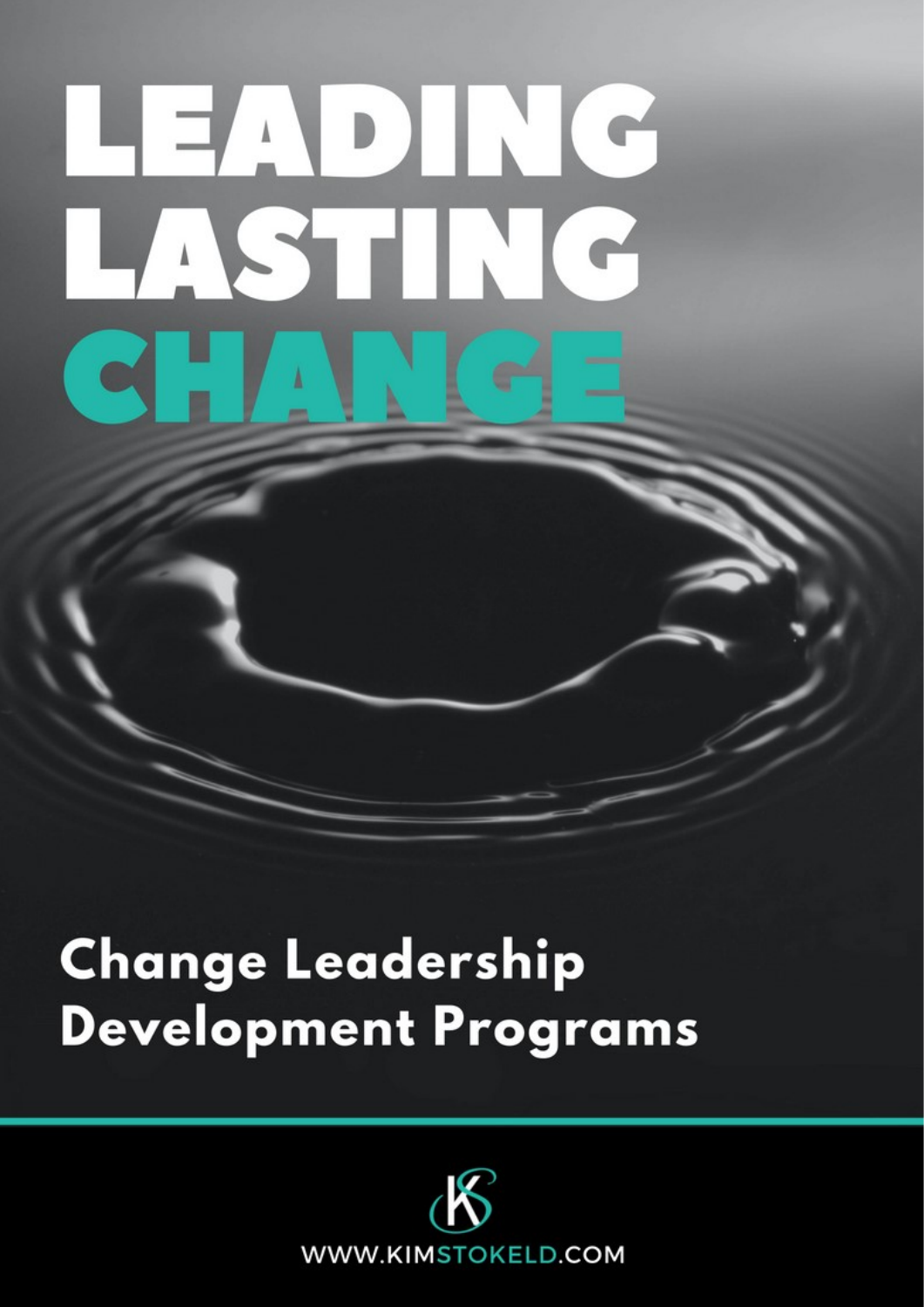# LEADING LASTING CHANGE

## Change Leadership Development Programs

WWW.KIMSTOKELD.COM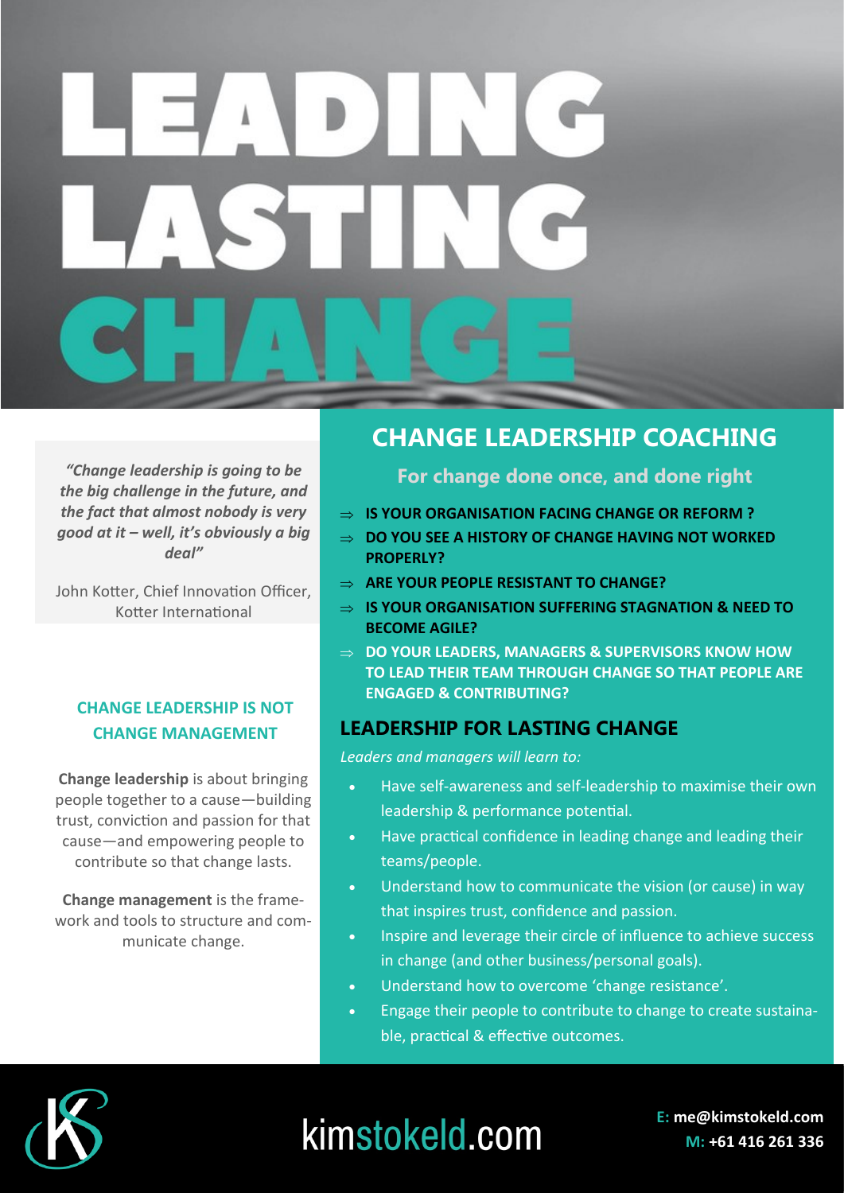# LEADING LASTING CHANGE

*"Change leadership is going to be the big challenge in the future, and the fact that almost nobody is very good at it – well, it's obviously a big deal"*

John Kotter, Chief Innovation Officer, Kotter International

### CHANGE LEADERSHIP IS NOT CHANGE MANAGEMENT

**Change leadership** is about bringing people together to a cause—building trust, conviction and passion for that cause—and empowering people to contribute so that change lasts.

**Change management** is the framework and tools to structure and communicate change.

## CHANGE LEADERSHIP COACHING

### For change done once, and done right

- **IS YOUR ORGANISATION FACING CHANGE OR REFORM ?**
- **DO YOU SEE A HISTORY OF CHANGE HAVING NOT WORKED PROPERLY?**
- **ARE YOUR PEOPLE RESISTANT TO CHANGE?**
- **IS YOUR ORGANISATION SUFFERING STAGNATION & NEED TO BECOME AGILE?**
- **DO YOUR LEADERS, MANAGERS & SUPERVISORS KNOW HOW TO LEAD THEIR TEAM THROUGH CHANGE SO THAT PEOPLE ARE ENGAGED & CONTRIBUTING?**

### LEADERSHIP FOR LASTING CHANGE

*Leaders and managers will learn to:*

- Have self-awareness and self-leadership to maximise their own leadership & performance potential.
- Have practical confidence in leading change and leading their teams/people.
- Understand how to communicate the vision (or cause) in way that inspires trust, confidence and passion.
- Inspire and leverage their circle of influence to achieve success in change (and other business/personal goals).
- Understand how to overcome 'change resistance'.
- Engage their people to contribute to change to create sustainable, practical & effective outcomes.

kimstokeld.com

**E:** me@kimstokeld.com
**M:** +61 416 261 336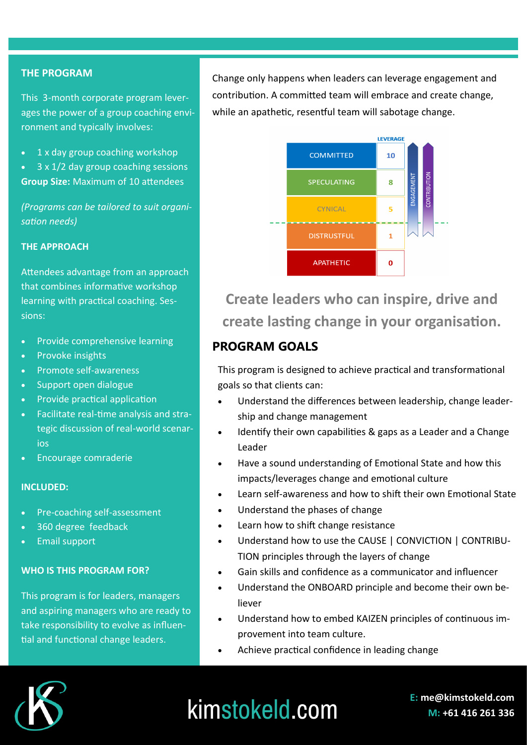## THE PROGRAM

This 3-month corporate program leverages the power of a group coaching environment and typically involves:

- 1 x day group coaching workshop
- 3 x 1/2 day group coaching sessions

**Group Size:** Maximum of 10 attendees

*(Programs can be tailored to suit organisation needs)*

## THE APPROACH

Attendees advantage from an approach that combines informative workshop learning with practical coaching. Sessions:

- Provide comprehensive learning
- Provoke insights
- Promote self-awareness
- Support open dialogue
- Provide practical application
- Facilitate real-time analysis and strategic discussion of real-world scenarios
- Encourage comraderie

## INCLUDED:

- Pre-coaching self-assessment
- 360 degree feedback
- Email support

## WHO IS THIS PROGRAM FOR?

This program is for leaders, managers and aspiring managers who are ready to take responsibility to evolve as influential and functional change leaders.

Change only happens when leaders can leverage engagement and contribution. A committed team will embrace and create change, while an apathetic, resentful team will sabotage change.

| | LEVERAGE |
|---|---|
| COMMITTED | 10 |
| SPECULATING | 8 |
| CYNICAL | 5 |
| DISTRUSTFUL | 1 |
| APATHETIC | 0 |

ENGAGEMENT / CONTRIBUTION

## Create leaders who can inspire, drive and create lasting change in your organisation.

## PROGRAM GOALS

This program is designed to achieve practical and transformational goals so that clients can:

- Understand the differences between leadership, change leadership and change management
- Identify their own capabilities & gaps as a Leader and a Change Leader
- Have a sound understanding of Emotional State and how this impacts/leverages change and emotional culture
- Learn self-awareness and how to shift their own Emotional State
- Understand the phases of change
- Learn how to shift change resistance
- Understand how to use the CAUSE | CONVICTION | CONTRIBUTION principles through the layers of change
- Gain skills and confidence as a communicator and influencer
- Understand the ONBOARD principle and become their own believer
- Understand how to embed KAIZEN principles of continuous improvement into team culture.
- Achieve practical confidence in leading change

kimstokeld.com

**E:** me@kimstokeld.com
**M:** +61 416 261 336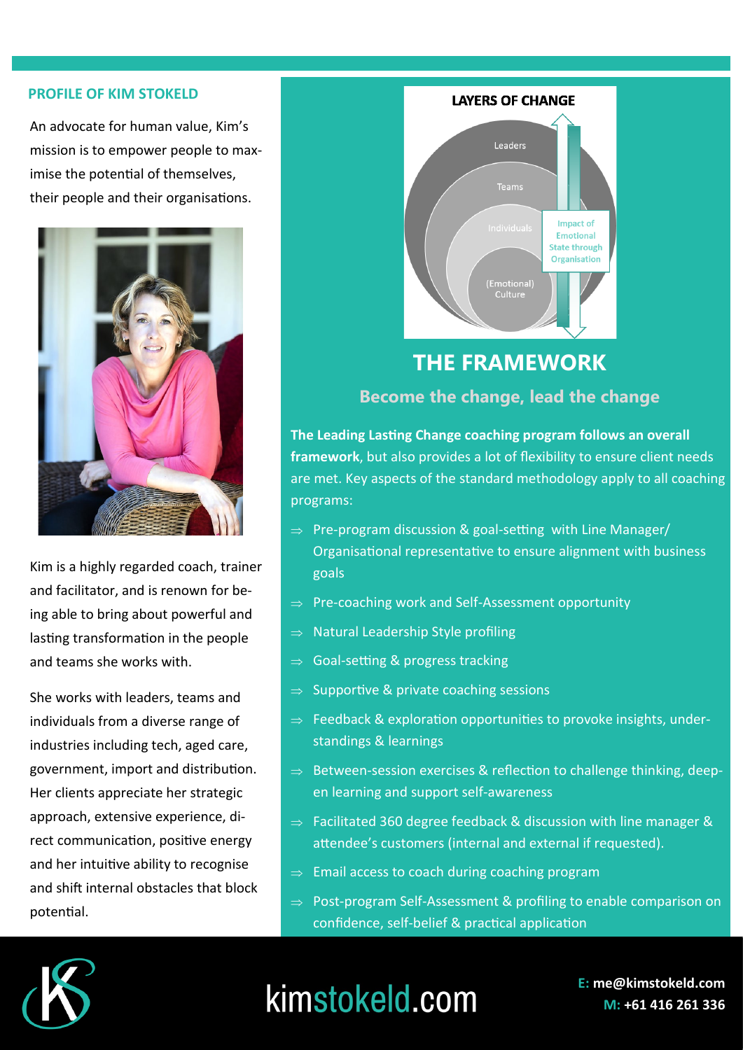## PROFILE OF KIM STOKELD

An advocate for human value, Kim's mission is to empower people to maximise the potential of themselves, their people and their organisations.

Kim is a highly regarded coach, trainer and facilitator, and is renown for being able to bring about powerful and lasting transformation in the people and teams she works with.

She works with leaders, teams and individuals from a diverse range of industries including tech, aged care, government, import and distribution. Her clients appreciate her strategic approach, extensive experience, direct communication, positive energy and her intuitive ability to recognise and shift internal obstacles that block potential.

**LAYERS OF CHANGE**

Leaders

Teams

Individuals

(Emotional) Culture

Impact of Emotional State through Organisation

# THE FRAMEWORK

## Become the change, lead the change

**The Leading Lasting Change coaching program follows an overall framework**, but also provides a lot of flexibility to ensure client needs are met. Key aspects of the standard methodology apply to all coaching programs:

- Pre-program discussion & goal-setting with Line Manager/ Organisational representative to ensure alignment with business goals
- Pre-coaching work and Self-Assessment opportunity
- Natural Leadership Style profiling
- Goal-setting & progress tracking
- Supportive & private coaching sessions
- Feedback & exploration opportunities to provoke insights, understandings & learnings
- Between-session exercises & reflection to challenge thinking, deepen learning and support self-awareness
- Facilitated 360 degree feedback & discussion with line manager & attendee's customers (internal and external if requested).
- Email access to coach during coaching program
- Post-program Self-Assessment & profiling to enable comparison on confidence, self-belief & practical application

kimstokeld.com

**E:** **me@kimstokeld.com**
**M:** **+61 416 261 336**